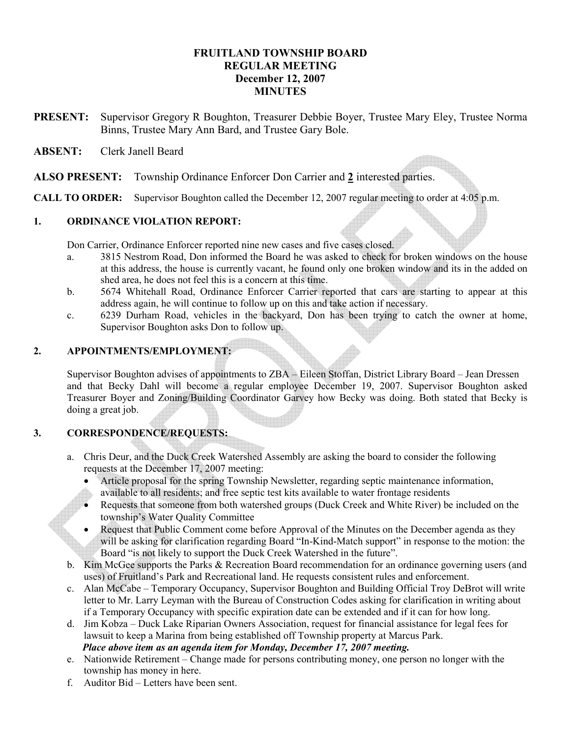# FRUITLAND TOWNSHIP BOARD
## REGULAR MEETING
## December 12, 2007
## MINUTES

**PRESENT:** Supervisor Gregory R Boughton, Treasurer Debbie Boyer, Trustee Mary Eley, Trustee Norma Binns, Trustee Mary Ann Bard, and Trustee Gary Bole.

**ABSENT:** Clerk Janell Beard

**ALSO PRESENT:** Township Ordinance Enforcer Don Carrier and **2** interested parties.

**CALL TO ORDER:** Supervisor Boughton called the December 12, 2007 regular meeting to order at 4:05 p.m.

### 1. ORDINANCE VIOLATION REPORT:

Don Carrier, Ordinance Enforcer reported nine new cases and five cases closed.

a. 3815 Nestrom Road, Don informed the Board he was asked to check for broken windows on the house at this address, the house is currently vacant, he found only one broken window and its in the added on shed area, he does not feel this is a concern at this time.

b. 5674 Whitehall Road, Ordinance Enforcer Carrier reported that cars are starting to appear at this address again, he will continue to follow up on this and take action if necessary.

c. 6239 Durham Road, vehicles in the backyard, Don has been trying to catch the owner at home, Supervisor Boughton asks Don to follow up.

### 2. APPOINTMENTS/EMPLOYMENT:

Supervisor Boughton advises of appointments to ZBA – Eileen Stoffan, District Library Board – Jean Dressen and that Becky Dahl will become a regular employee December 19, 2007. Supervisor Boughton asked Treasurer Boyer and Zoning/Building Coordinator Garvey how Becky was doing. Both stated that Becky is doing a great job.

### 3. CORRESPONDENCE/REQUESTS:

a. Chris Deur, and the Duck Creek Watershed Assembly are asking the board to consider the following requests at the December 17, 2007 meeting:
   - Article proposal for the spring Township Newsletter, regarding septic maintenance information, available to all residents; and free septic test kits available to water frontage residents
   - Requests that someone from both watershed groups (Duck Creek and White River) be included on the township's Water Quality Committee
   - Request that Public Comment come before Approval of the Minutes on the December agenda as they will be asking for clarification regarding Board "In-Kind-Match support" in response to the motion: the Board "is not likely to support the Duck Creek Watershed in the future".

b. Kim McGee supports the Parks & Recreation Board recommendation for an ordinance governing users (and uses) of Fruitland's Park and Recreational land. He requests consistent rules and enforcement.

c. Alan McCabe – Temporary Occupancy, Supervisor Boughton and Building Official Troy DeBrot will write letter to Mr. Larry Leyman with the Bureau of Construction Codes asking for clarification in writing about if a Temporary Occupancy with specific expiration date can be extended and if it can for how long.

d. Jim Kobza – Duck Lake Riparian Owners Association, request for financial assistance for legal fees for lawsuit to keep a Marina from being established off Township property at Marcus Park.
   ***Place above item as an agenda item for Monday, December 17, 2007 meeting.***

e. Nationwide Retirement – Change made for persons contributing money, one person no longer with the township has money in here.

f. Auditor Bid – Letters have been sent.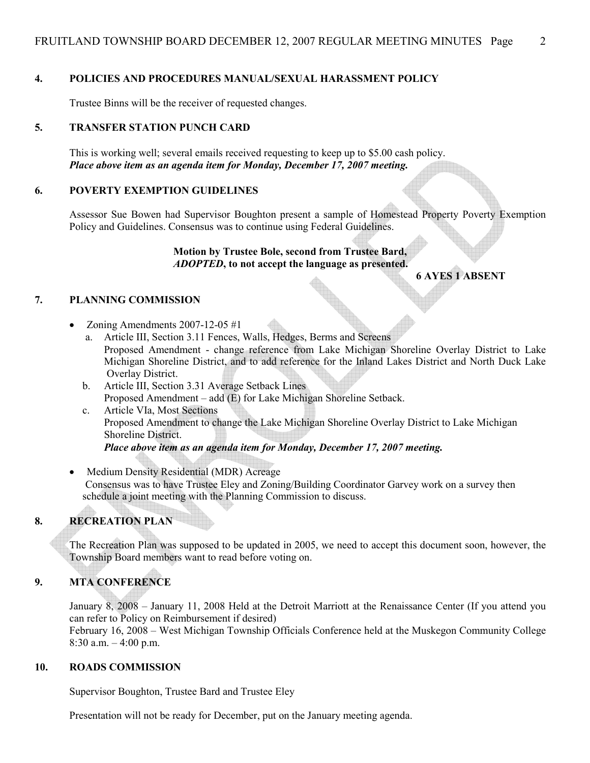## 4. POLICIES AND PROCEDURES MANUAL/SEXUAL HARASSMENT POLICY

Trustee Binns will be the receiver of requested changes.

## 5. TRANSFER STATION PUNCH CARD

This is working well; several emails received requesting to keep up to $5.00 cash policy.
***Place above item as an agenda item for Monday, December 17, 2007 meeting.***

## 6. POVERTY EXEMPTION GUIDELINES

Assessor Sue Bowen had Supervisor Boughton present a sample of Homestead Property Poverty Exemption Policy and Guidelines. Consensus was to continue using Federal Guidelines.

**Motion by Trustee Bole, second from Trustee Bard,**
***ADOPTED*, to not accept the language as presented.**

**6 AYES 1 ABSENT**

## 7. PLANNING COMMISSION

- Zoning Amendments 2007-12-05 #1
  - a. Article III, Section 3.11 Fences, Walls, Hedges, Berms and Screens
    Proposed Amendment - change reference from Lake Michigan Shoreline Overlay District to Lake Michigan Shoreline District, and to add reference for the Inland Lakes District and North Duck Lake Overlay District.
  - b. Article III, Section 3.31 Average Setback Lines
    Proposed Amendment – add (E) for Lake Michigan Shoreline Setback.
  - c. Article VIa, Most Sections
    Proposed Amendment to change the Lake Michigan Shoreline Overlay District to Lake Michigan Shoreline District.
    ***Place above item as an agenda item for Monday, December 17, 2007 meeting.***

- Medium Density Residential (MDR) Acreage
  Consensus was to have Trustee Eley and Zoning/Building Coordinator Garvey work on a survey then schedule a joint meeting with the Planning Commission to discuss.

## 8. RECREATION PLAN

The Recreation Plan was supposed to be updated in 2005, we need to accept this document soon, however, the Township Board members want to read before voting on.

## 9. MTA CONFERENCE

January 8, 2008 – January 11, 2008 Held at the Detroit Marriott at the Renaissance Center (If you attend you can refer to Policy on Reimbursement if desired)
February 16, 2008 – West Michigan Township Officials Conference held at the Muskegon Community College 8:30 a.m. – 4:00 p.m.

## 10. ROADS COMMISSION

Supervisor Boughton, Trustee Bard and Trustee Eley

Presentation will not be ready for December, put on the January meeting agenda.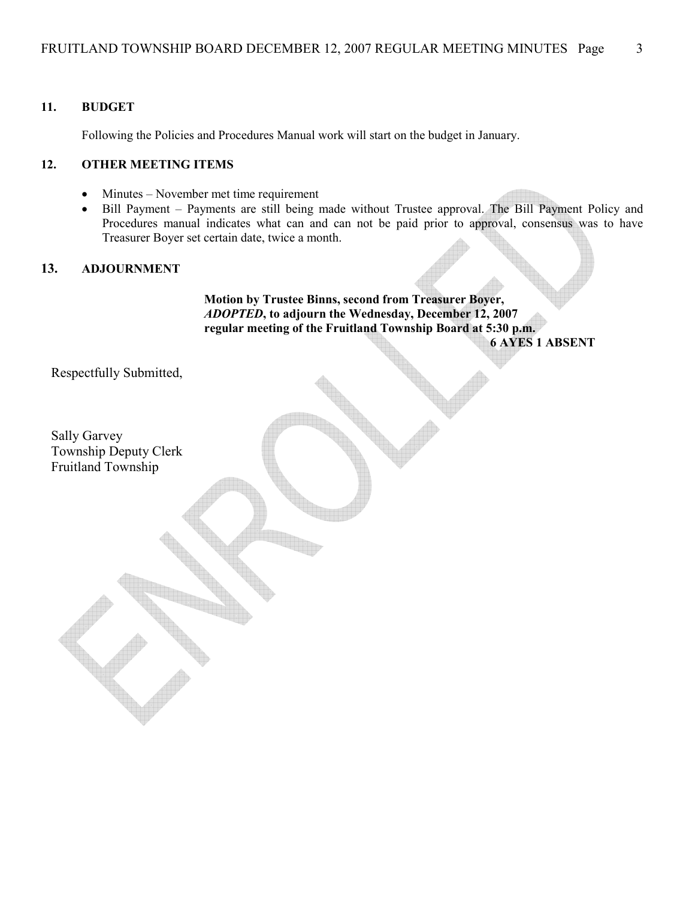## 11. BUDGET

Following the Policies and Procedures Manual work will start on the budget in January.

## 12. OTHER MEETING ITEMS

- Minutes – November met time requirement
- Bill Payment – Payments are still being made without Trustee approval. The Bill Payment Policy and Procedures manual indicates what can and can not be paid prior to approval, consensus was to have Treasurer Boyer set certain date, twice a month.

## 13. ADJOURNMENT

**Motion by Trustee Binns, second from Treasurer Boyer, *ADOPTED*, to adjourn the Wednesday, December 12, 2007 regular meeting of the Fruitland Township Board at 5:30 p.m.**

**6 AYES 1 ABSENT**

Respectfully Submitted,

Sally Garvey
Township Deputy Clerk
Fruitland Township